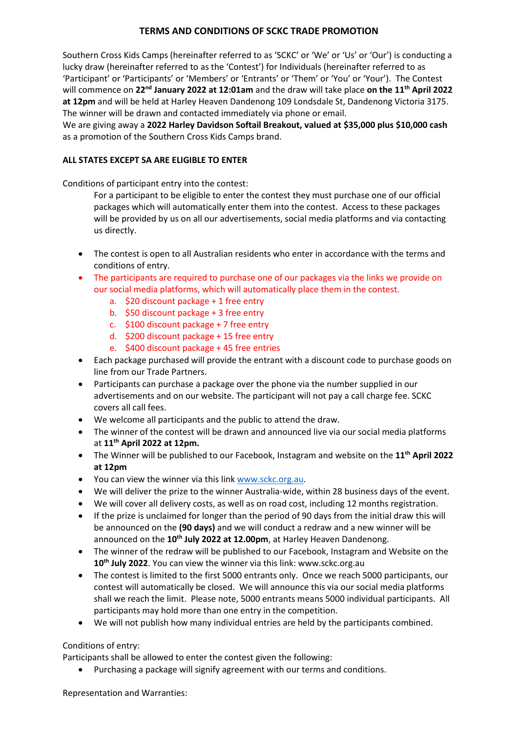## TERMS AND CONDITIONS OF SCKC TRADE PROMOTION

Southern Cross Kids Camps (hereinafter referred to as 'SCKC' or 'We' or 'Us' or 'Our') is conducting a lucky draw (hereinafter referred to as the 'Contest') for Individuals (hereinafter referred to as 'Participant' or 'Participants' or 'Members' or 'Entrants' or 'Them' or 'You' or 'Your'). The Contest will commence on **22nd January 2022 at 12:01am** and the draw will take place **on the 11th April 2022 at 12pm** and will be held at Harley Heaven Dandenong 109 Lonsdale St, Dandenong Victoria 3175. The winner will be drawn and contacted immediately via phone or email.
We are giving away a **2022 Harley Davidson Softail Breakout, valued at $35,000 plus $10,000 cash** as a promotion of the Southern Cross Kids Camps brand.

**ALL STATES EXCEPT SA ARE ELIGIBLE TO ENTER**

Conditions of participant entry into the contest:

For a participant to be eligible to enter the contest they must purchase one of our official packages which will automatically enter them into the contest. Access to these packages will be provided by us on all our advertisements, social media platforms and via contacting us directly.

- The contest is open to all Australian residents who enter in accordance with the terms and conditions of entry.
- The participants are required to purchase one of our packages via the links we provide on our social media platforms, which will automatically place them in the contest.
  a. $20 discount package + 1 free entry
  b. $50 discount package + 3 free entry
  c. $100 discount package + 7 free entry
  d. $200 discount package + 15 free entry
  e. $400 discount package + 45 free entries
- Each package purchased will provide the entrant with a discount code to purchase goods on line from our Trade Partners.
- Participants can purchase a package over the phone via the number supplied in our advertisements and on our website. The participant will not pay a call charge fee. SCKC covers all call fees.
- We welcome all participants and the public to attend the draw.
- The winner of the contest will be drawn and announced live via our social media platforms at **11th April 2022 at 12pm.**
- The Winner will be published to our Facebook, Instagram and website on the **11th April 2022 at 12pm**
- You can view the winner via this link www.sckc.org.au.
- We will deliver the prize to the winner Australia-wide, within 28 business days of the event.
- We will cover all delivery costs, as well as on road cost, including 12 months registration.
- If the prize is unclaimed for longer than the period of 90 days from the initial draw this will be announced on the **(90 days)** and we will conduct a redraw and a new winner will be announced on the **10th July 2022 at 12.00pm**, at Harley Heaven Dandenong.
- The winner of the redraw will be published to our Facebook, Instagram and Website on the **10th July 2022**. You can view the winner via this link: www.sckc.org.au
- The contest is limited to the first 5000 entrants only. Once we reach 5000 participants, our contest will automatically be closed. We will announce this via our social media platforms shall we reach the limit. Please note, 5000 entrants means 5000 individual participants. All participants may hold more than one entry in the competition.
- We will not publish how many individual entries are held by the participants combined.

Conditions of entry:
Participants shall be allowed to enter the contest given the following:

- Purchasing a package will signify agreement with our terms and conditions.

Representation and Warranties: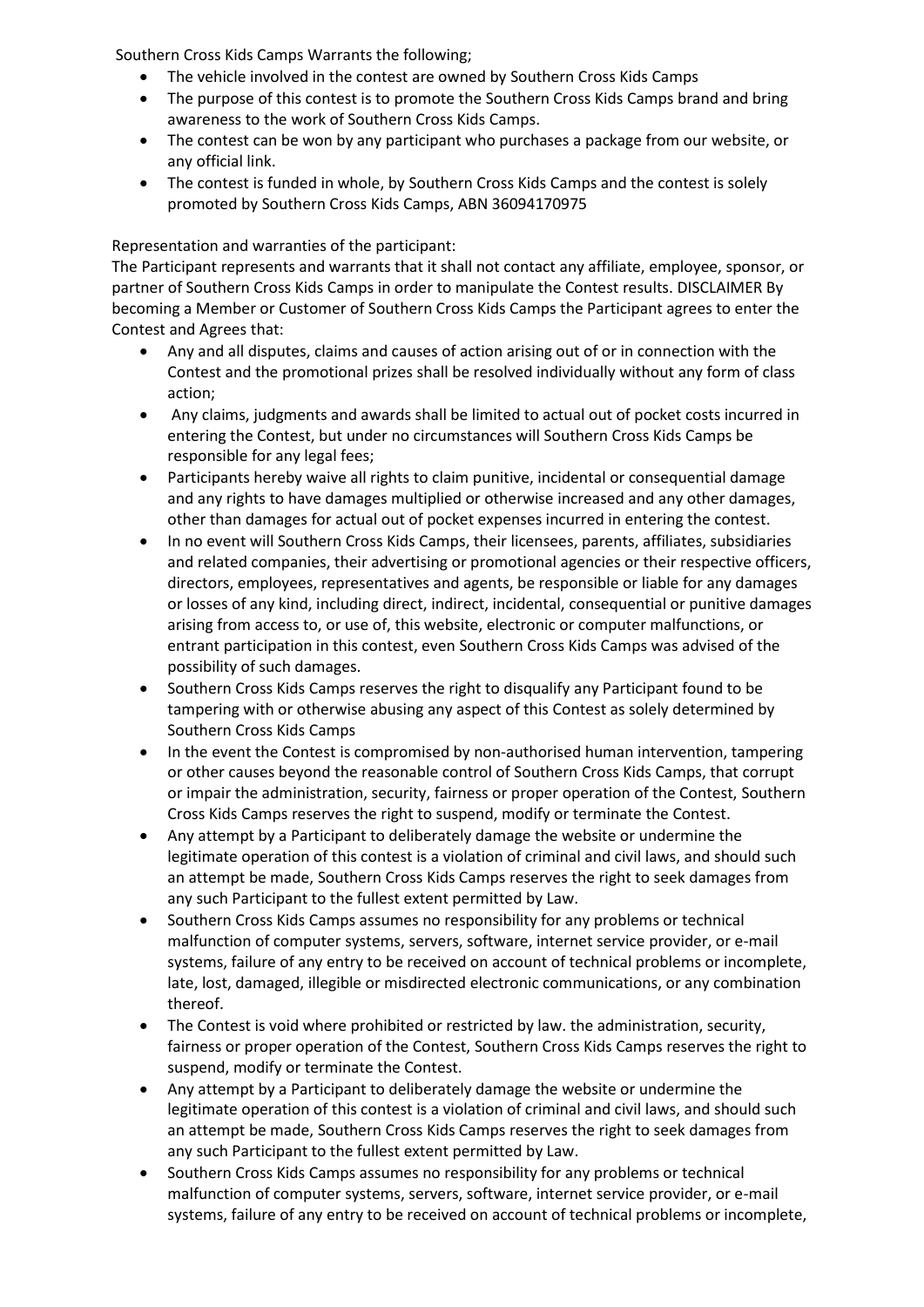Southern Cross Kids Camps Warrants the following;

- The vehicle involved in the contest are owned by Southern Cross Kids Camps
- The purpose of this contest is to promote the Southern Cross Kids Camps brand and bring awareness to the work of Southern Cross Kids Camps.
- The contest can be won by any participant who purchases a package from our website, or any official link.
- The contest is funded in whole, by Southern Cross Kids Camps and the contest is solely promoted by Southern Cross Kids Camps, ABN 36094170975

Representation and warranties of the participant:

The Participant represents and warrants that it shall not contact any affiliate, employee, sponsor, or partner of Southern Cross Kids Camps in order to manipulate the Contest results. DISCLAIMER By becoming a Member or Customer of Southern Cross Kids Camps the Participant agrees to enter the Contest and Agrees that:

- Any and all disputes, claims and causes of action arising out of or in connection with the Contest and the promotional prizes shall be resolved individually without any form of class action;
- Any claims, judgments and awards shall be limited to actual out of pocket costs incurred in entering the Contest, but under no circumstances will Southern Cross Kids Camps be responsible for any legal fees;
- Participants hereby waive all rights to claim punitive, incidental or consequential damage and any rights to have damages multiplied or otherwise increased and any other damages, other than damages for actual out of pocket expenses incurred in entering the contest.
- In no event will Southern Cross Kids Camps, their licensees, parents, affiliates, subsidiaries and related companies, their advertising or promotional agencies or their respective officers, directors, employees, representatives and agents, be responsible or liable for any damages or losses of any kind, including direct, indirect, incidental, consequential or punitive damages arising from access to, or use of, this website, electronic or computer malfunctions, or entrant participation in this contest, even Southern Cross Kids Camps was advised of the possibility of such damages.
- Southern Cross Kids Camps reserves the right to disqualify any Participant found to be tampering with or otherwise abusing any aspect of this Contest as solely determined by Southern Cross Kids Camps
- In the event the Contest is compromised by non-authorised human intervention, tampering or other causes beyond the reasonable control of Southern Cross Kids Camps, that corrupt or impair the administration, security, fairness or proper operation of the Contest, Southern Cross Kids Camps reserves the right to suspend, modify or terminate the Contest.
- Any attempt by a Participant to deliberately damage the website or undermine the legitimate operation of this contest is a violation of criminal and civil laws, and should such an attempt be made, Southern Cross Kids Camps reserves the right to seek damages from any such Participant to the fullest extent permitted by Law.
- Southern Cross Kids Camps assumes no responsibility for any problems or technical malfunction of computer systems, servers, software, internet service provider, or e-mail systems, failure of any entry to be received on account of technical problems or incomplete, late, lost, damaged, illegible or misdirected electronic communications, or any combination thereof.
- The Contest is void where prohibited or restricted by law. the administration, security, fairness or proper operation of the Contest, Southern Cross Kids Camps reserves the right to suspend, modify or terminate the Contest.
- Any attempt by a Participant to deliberately damage the website or undermine the legitimate operation of this contest is a violation of criminal and civil laws, and should such an attempt be made, Southern Cross Kids Camps reserves the right to seek damages from any such Participant to the fullest extent permitted by Law.
- Southern Cross Kids Camps assumes no responsibility for any problems or technical malfunction of computer systems, servers, software, internet service provider, or e-mail systems, failure of any entry to be received on account of technical problems or incomplete,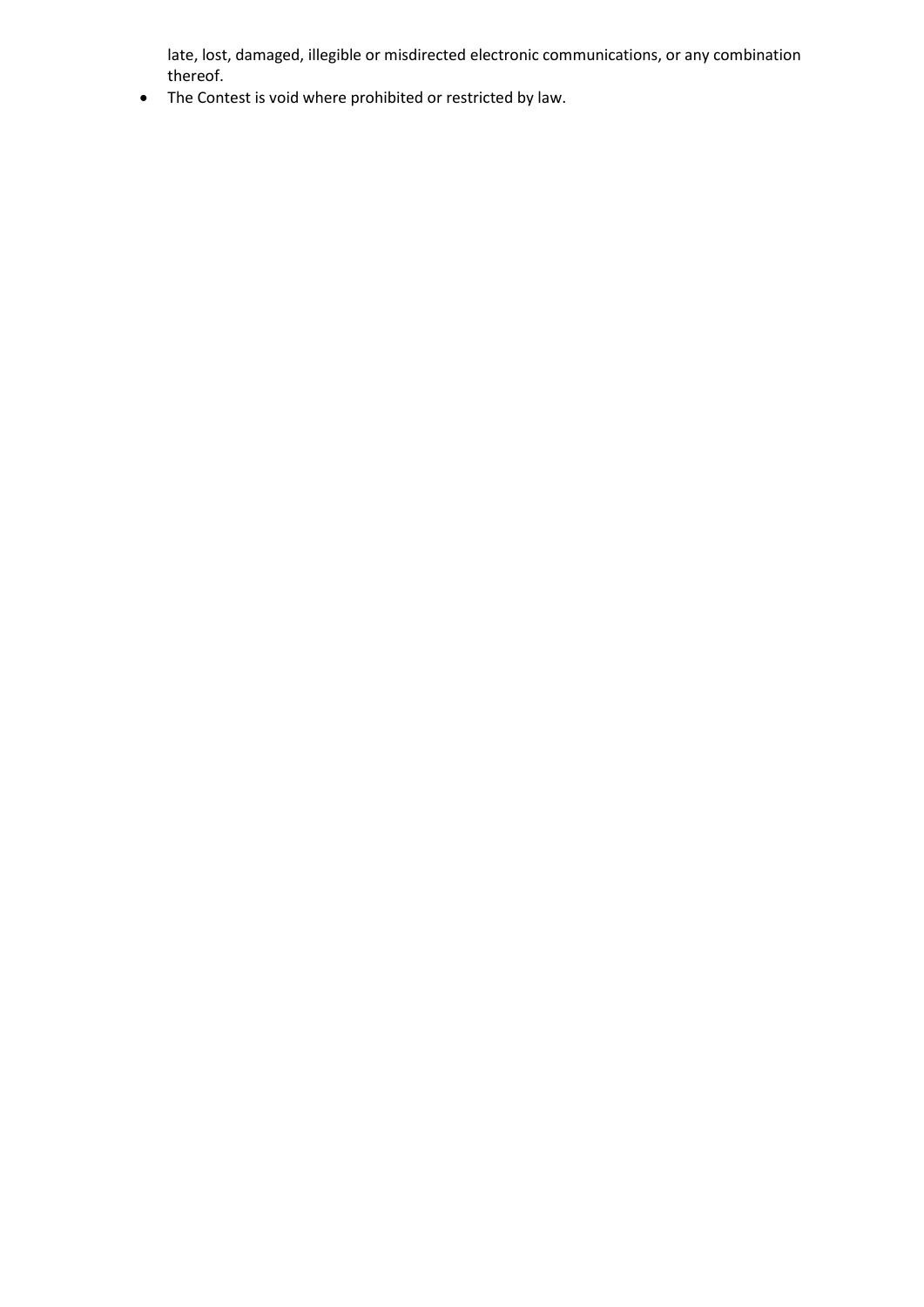late, lost, damaged, illegible or misdirected electronic communications, or any combination thereof.

- The Contest is void where prohibited or restricted by law.